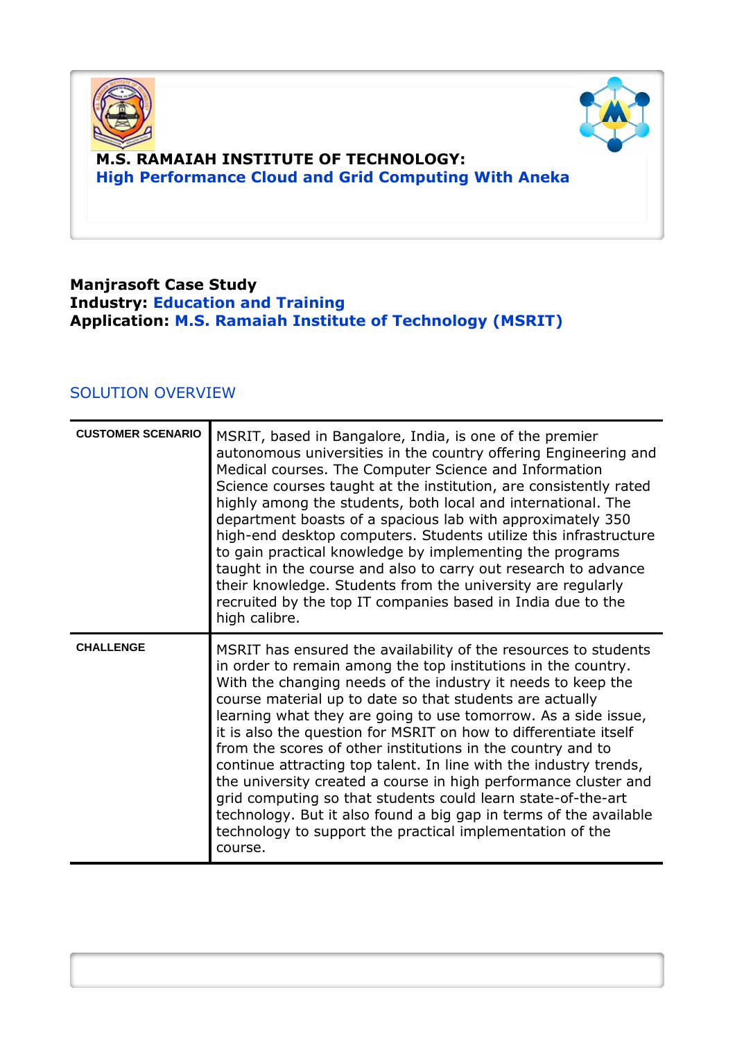# M.S. RAMAIAH INSTITUTE OF TECHNOLOGY:

## High Performance Cloud and Grid Computing With Aneka

**Manjrasoft Case Study**
**Industry:** Education and Training
**Application:** M.S. Ramaiah Institute of Technology (MSRIT)

## SOLUTION OVERVIEW

| | |
|---|---|
| **CUSTOMER SCENARIO** | MSRIT, based in Bangalore, India, is one of the premier autonomous universities in the country offering Engineering and Medical courses. The Computer Science and Information Science courses taught at the institution, are consistently rated highly among the students, both local and international. The department boasts of a spacious lab with approximately 350 high-end desktop computers. Students utilize this infrastructure to gain practical knowledge by implementing the programs taught in the course and also to carry out research to advance their knowledge. Students from the university are regularly recruited by the top IT companies based in India due to the high calibre. |
| **CHALLENGE** | MSRIT has ensured the availability of the resources to students in order to remain among the top institutions in the country. With the changing needs of the industry it needs to keep the course material up to date so that students are actually learning what they are going to use tomorrow. As a side issue, it is also the question for MSRIT on how to differentiate itself from the scores of other institutions in the country and to continue attracting top talent. In line with the industry trends, the university created a course in high performance cluster and grid computing so that students could learn state-of-the-art technology. But it also found a big gap in terms of the available technology to support the practical implementation of the course. |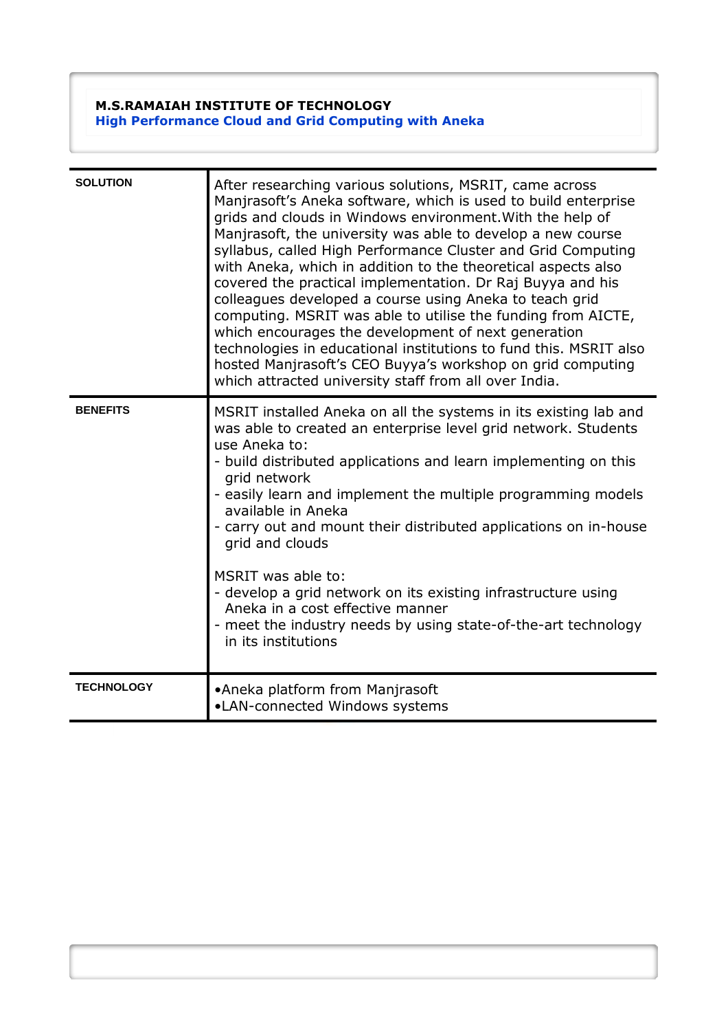**M.S.RAMAIAH INSTITUTE OF TECHNOLOGY**
**High Performance Cloud and Grid Computing with Aneka**

| | |
|---|---|
| **SOLUTION** | After researching various solutions, MSRIT, came across Manjrasoft's Aneka software, which is used to build enterprise grids and clouds in Windows environment.With the help of Manjrasoft, the university was able to develop a new course syllabus, called High Performance Cluster and Grid Computing with Aneka, which in addition to the theoretical aspects also covered the practical implementation. Dr Raj Buyya and his colleagues developed a course using Aneka to teach grid computing. MSRIT was able to utilise the funding from AICTE, which encourages the development of next generation technologies in educational institutions to fund this. MSRIT also hosted Manjrasoft's CEO Buyya's workshop on grid computing which attracted university staff from all over India. |
| **BENEFITS** | MSRIT installed Aneka on all the systems in its existing lab and was able to created an enterprise level grid network. Students use Aneka to:<br>- build distributed applications and learn implementing on this grid network<br>- easily learn and implement the multiple programming models available in Aneka<br>- carry out and mount their distributed applications on in-house grid and clouds<br><br>MSRIT was able to:<br>- develop a grid network on its existing infrastructure using Aneka in a cost effective manner<br>- meet the industry needs by using state-of-the-art technology in its institutions |
| **TECHNOLOGY** | •Aneka platform from Manjrasoft<br>•LAN-connected Windows systems |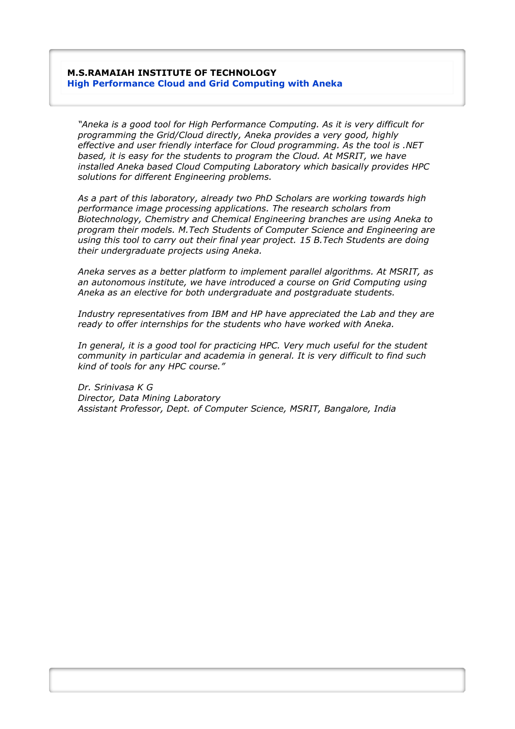**M.S.RAMAIAH INSTITUTE OF TECHNOLOGY**
**High Performance Cloud and Grid Computing with Aneka**

*"Aneka is a good tool for High Performance Computing. As it is very difficult for programming the Grid/Cloud directly, Aneka provides a very good, highly effective and user friendly interface for Cloud programming. As the tool is .NET based, it is easy for the students to program the Cloud. At MSRIT, we have installed Aneka based Cloud Computing Laboratory which basically provides HPC solutions for different Engineering problems.*

*As a part of this laboratory, already two PhD Scholars are working towards high performance image processing applications. The research scholars from Biotechnology, Chemistry and Chemical Engineering branches are using Aneka to program their models. M.Tech Students of Computer Science and Engineering are using this tool to carry out their final year project. 15 B.Tech Students are doing their undergraduate projects using Aneka.*

*Aneka serves as a better platform to implement parallel algorithms. At MSRIT, as an autonomous institute, we have introduced a course on Grid Computing using Aneka as an elective for both undergraduate and postgraduate students.*

*Industry representatives from IBM and HP have appreciated the Lab and they are ready to offer internships for the students who have worked with Aneka.*

*In general, it is a good tool for practicing HPC. Very much useful for the student community in particular and academia in general. It is very difficult to find such kind of tools for any HPC course."*

*Dr. Srinivasa K G*
*Director, Data Mining Laboratory*
*Assistant Professor, Dept. of Computer Science, MSRIT, Bangalore, India*